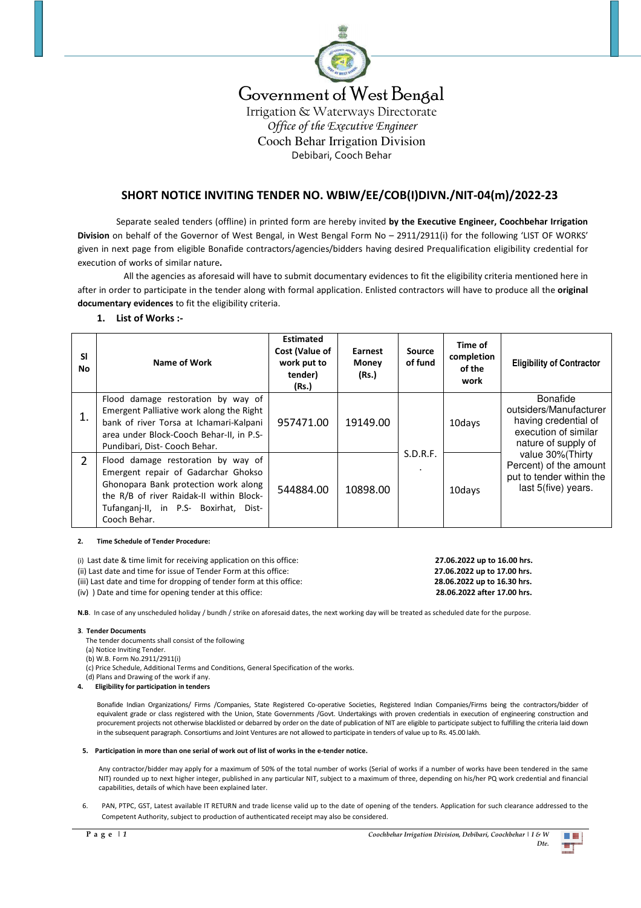# Government of West Bengal

Irrigation & Waterways Directorate

*Office of the Executive Engineer*

Cooch Behar Irrigation Division

Debibari, Cooch Behar

## SHORT NOTICE INVITING TENDER NO. WBIW/EE/COB(I)DIVN./NIT-04(m)/2022-23

Separate sealed tenders (offline) in printed form are hereby invited **by the Executive Engineer, Coochbehar Irrigation Division** on behalf of the Governor of West Bengal, in West Bengal Form No – 2911/2911(i) for the following 'LIST OF WORKS' given in next page from eligible Bonafide contractors/agencies/bidders having desired Prequalification eligibility credential for execution of works of similar nature**.**

All the agencies as aforesaid will have to submit documentary evidences to fit the eligibility criteria mentioned here in after in order to participate in the tender along with formal application. Enlisted contractors will have to produce all the **original documentary evidences** to fit the eligibility criteria.

**1. List of Works :-**

| Sl No | Name of Work | Estimated Cost (Value of work put to tender) (Rs.) | Earnest Money (Rs.) | Source of fund | Time of completion of the work | Eligibility of Contractor |
|---|---|---|---|---|---|---|
| 1. | Flood damage restoration by way of Emergent Palliative work along the Right bank of river Torsa at Ichamari-Kalpani area under Block-Cooch Behar-II, in P.S-Pundibari, Dist- Cooch Behar. | 957471.00 | 19149.00 | S.D.R.F. . | 10days | Bonafide outsiders/Manufacturer having credential of execution of similar nature of supply of value 30%(Thirty Percent) of the amount put to tender within the last 5(five) years. |
| 2 | Flood damage restoration by way of Emergent repair of Gadarchar Ghokso Ghonopara Bank protection work along the R/B of river Raidak-II within Block-Tufanganj-II, in P.S- Boxirhat, Dist-Cooch Behar. | 544884.00 | 10898.00 | | 10days | |

**2. Time Schedule of Tender Procedure:**

| | |
|---|---|
| (i) Last date & time limit for receiving application on this office: | **27.06.2022 up to 16.00 hrs.** |
| (ii) Last date and time for issue of Tender Form at this office: | **27.06.2022 up to 17.00 hrs.** |
| (iii) Last date and time for dropping of tender form at this office: | **28.06.2022 up to 16.30 hrs.** |
| (iv) ) Date and time for opening tender at this office: | **28.06.2022 after 17.00 hrs.** |

**N.B**. In case of any unscheduled holiday / bundh / strike on aforesaid dates, the next working day will be treated as scheduled date for the purpose.

**3. Tender Documents**

The tender documents shall consist of the following

(a) Notice Inviting Tender.

(b) W.B. Form No.2911/2911(i)

(c) Price Schedule, Additional Terms and Conditions, General Specification of the works.

(d) Plans and Drawing of the work if any.

**4. Eligibility for participation in tenders**

Bonafide Indian Organizations/ Firms /Companies, State Registered Co-operative Societies, Registered Indian Companies/Firms being the contractors/bidder of equivalent grade or class registered with the Union, State Governments /Govt. Undertakings with proven credentials in execution of engineering construction and procurement projects not otherwise blacklisted or debarred by order on the date of publication of NIT are eligible to participate subject to fulfilling the criteria laid down in the subsequent paragraph. Consortiums and Joint Ventures are not allowed to participate in tenders of value up to Rs. 45.00 lakh.

**5. Participation in more than one serial of work out of list of works in the e-tender notice.**

Any contractor/bidder may apply for a maximum of 50% of the total number of works (Serial of works if a number of works have been tendered in the same NIT) rounded up to next higher integer, published in any particular NIT, subject to a maximum of three, depending on his/her PQ work credential and financial capabilities, details of which have been explained later.

6. PAN, PTPC, GST, Latest available IT RETURN and trade license valid up to the date of opening of the tenders. Application for such clearance addressed to the Competent Authority, subject to production of authenticated receipt may also be considered.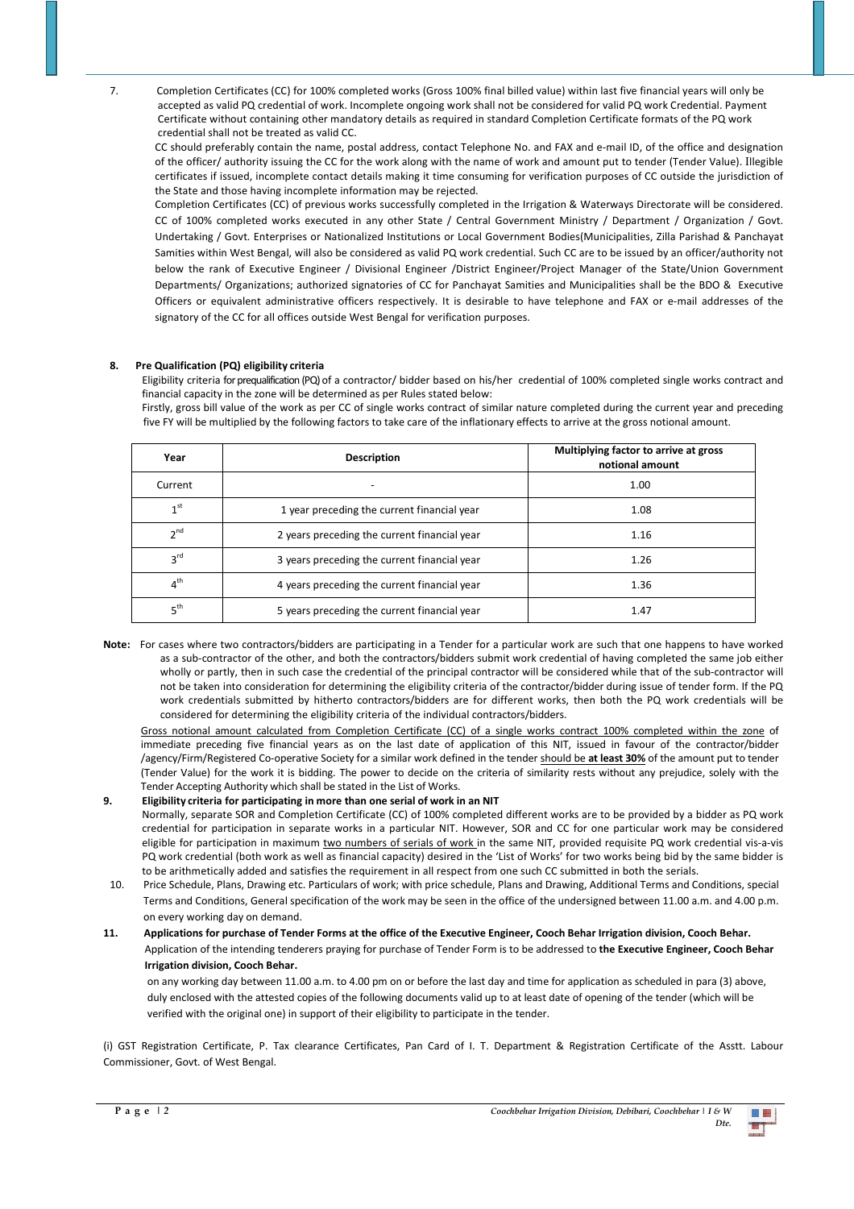7. Completion Certificates (CC) for 100% completed works (Gross 100% final billed value) within last five financial years will only be accepted as valid PQ credential of work. Incomplete ongoing work shall not be considered for valid PQ work Credential. Payment Certificate without containing other mandatory details as required in standard Completion Certificate formats of the PQ work credential shall not be treated as valid CC.

   CC should preferably contain the name, postal address, contact Telephone No. and FAX and e-mail ID, of the office and designation of the officer/ authority issuing the CC for the work along with the name of work and amount put to tender (Tender Value). Illegible certificates if issued, incomplete contact details making it time consuming for verification purposes of CC outside the jurisdiction of the State and those having incomplete information may be rejected.

   Completion Certificates (CC) of previous works successfully completed in the Irrigation & Waterways Directorate will be considered. CC of 100% completed works executed in any other State / Central Government Ministry / Department / Organization / Govt. Undertaking / Govt. Enterprises or Nationalized Institutions or Local Government Bodies(Municipalities, Zilla Parishad & Panchayat Samities within West Bengal, will also be considered as valid PQ work credential. Such CC are to be issued by an officer/authority not below the rank of Executive Engineer / Divisional Engineer /District Engineer/Project Manager of the State/Union Government Departments/ Organizations; authorized signatories of CC for Panchayat Samities and Municipalities shall be the BDO & Executive Officers or equivalent administrative officers respectively. It is desirable to have telephone and FAX or e-mail addresses of the signatory of the CC for all offices outside West Bengal for verification purposes.

**8. Pre Qualification (PQ) eligibility criteria**

Eligibility criteria for prequalification (PQ) of a contractor/ bidder based on his/her credential of 100% completed single works contract and financial capacity in the zone will be determined as per Rules stated below:

Firstly, gross bill value of the work as per CC of single works contract of similar nature completed during the current year and preceding five FY will be multiplied by the following factors to take care of the inflationary effects to arrive at the gross notional amount.

| Year | Description | Multiplying factor to arrive at gross notional amount |
|---|---|---|
| Current | - | 1.00 |
| 1st | 1 year preceding the current financial year | 1.08 |
| 2nd | 2 years preceding the current financial year | 1.16 |
| 3rd | 3 years preceding the current financial year | 1.26 |
| 4th | 4 years preceding the current financial year | 1.36 |
| 5th | 5 years preceding the current financial year | 1.47 |

**Note:** For cases where two contractors/bidders are participating in a Tender for a particular work are such that one happens to have worked as a sub-contractor of the other, and both the contractors/bidders submit work credential of having completed the same job either wholly or partly, then in such case the credential of the principal contractor will be considered while that of the sub-contractor will not be taken into consideration for determining the eligibility criteria of the contractor/bidder during issue of tender form. If the PQ work credentials submitted by hitherto contractors/bidders are for different works, then both the PQ work credentials will be considered for determining the eligibility criteria of the individual contractors/bidders.

Gross notional amount calculated from Completion Certificate (CC) of a single works contract 100% completed within the zone of immediate preceding five financial years as on the last date of application of this NIT, issued in favour of the contractor/bidder /agency/Firm/Registered Co-operative Society for a similar work defined in the tender should be **at least 30%** of the amount put to tender (Tender Value) for the work it is bidding. The power to decide on the criteria of similarity rests without any prejudice, solely with the Tender Accepting Authority which shall be stated in the List of Works.

**9. Eligibility criteria for participating in more than one serial of work in an NIT**

Normally, separate SOR and Completion Certificate (CC) of 100% completed different works are to be provided by a bidder as PQ work credential for participation in separate works in a particular NIT. However, SOR and CC for one particular work may be considered eligible for participation in maximum two numbers of serials of work in the same NIT, provided requisite PQ work credential vis-a-vis PQ work credential (both work as well as financial capacity) desired in the 'List of Works' for two works being bid by the same bidder is to be arithmetically added and satisfies the requirement in all respect from one such CC submitted in both the serials.

10. Price Schedule, Plans, Drawing etc. Particulars of work; with price schedule, Plans and Drawing, Additional Terms and Conditions, special Terms and Conditions, General specification of the work may be seen in the office of the undersigned between 11.00 a.m. and 4.00 p.m. on every working day on demand.

**11. Applications for purchase of Tender Forms at the office of the Executive Engineer, Cooch Behar Irrigation division, Cooch Behar.**

Application of the intending tenderers praying for purchase of Tender Form is to be addressed to **the Executive Engineer, Cooch Behar Irrigation division, Cooch Behar.**

on any working day between 11.00 a.m. to 4.00 pm on or before the last day and time for application as scheduled in para (3) above, duly enclosed with the attested copies of the following documents valid up to at least date of opening of the tender (which will be verified with the original one) in support of their eligibility to participate in the tender.

(i) GST Registration Certificate, P. Tax clearance Certificates, Pan Card of I. T. Department & Registration Certificate of the Asstt. Labour Commissioner, Govt. of West Bengal.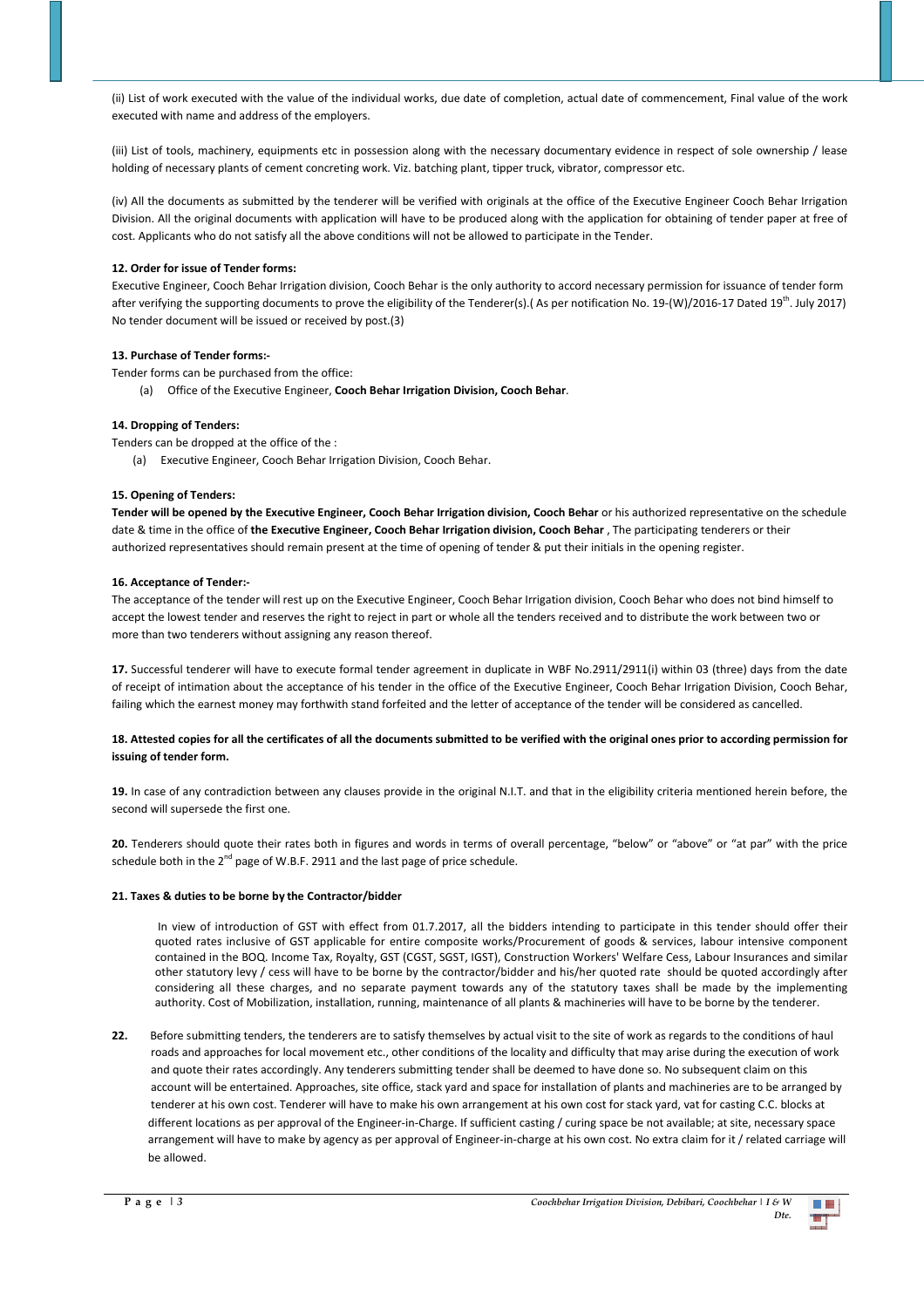(ii) List of work executed with the value of the individual works, due date of completion, actual date of commencement, Final value of the work executed with name and address of the employers.

(iii) List of tools, machinery, equipments etc in possession along with the necessary documentary evidence in respect of sole ownership / lease holding of necessary plants of cement concreting work. Viz. batching plant, tipper truck, vibrator, compressor etc.

(iv) All the documents as submitted by the tenderer will be verified with originals at the office of the Executive Engineer Cooch Behar Irrigation Division. All the original documents with application will have to be produced along with the application for obtaining of tender paper at free of cost. Applicants who do not satisfy all the above conditions will not be allowed to participate in the Tender.

**12. Order for issue of Tender forms:**

Executive Engineer, Cooch Behar Irrigation division, Cooch Behar is the only authority to accord necessary permission for issuance of tender form after verifying the supporting documents to prove the eligibility of the Tenderer(s).( As per notification No. 19-(W)/2016-17 Dated 19th. July 2017) No tender document will be issued or received by post.(3)

**13. Purchase of Tender forms:-**

Tender forms can be purchased from the office:

(a) Office of the Executive Engineer, **Cooch Behar Irrigation Division, Cooch Behar**.

**14. Dropping of Tenders:**

Tenders can be dropped at the office of the :

(a) Executive Engineer, Cooch Behar Irrigation Division, Cooch Behar.

**15. Opening of Tenders:**

**Tender will be opened by the Executive Engineer, Cooch Behar Irrigation division, Cooch Behar** or his authorized representative on the schedule date & time in the office of **the Executive Engineer, Cooch Behar Irrigation division, Cooch Behar** , The participating tenderers or their authorized representatives should remain present at the time of opening of tender & put their initials in the opening register.

**16. Acceptance of Tender:-**

The acceptance of the tender will rest up on the Executive Engineer, Cooch Behar Irrigation division, Cooch Behar who does not bind himself to accept the lowest tender and reserves the right to reject in part or whole all the tenders received and to distribute the work between two or more than two tenderers without assigning any reason thereof.

**17.** Successful tenderer will have to execute formal tender agreement in duplicate in WBF No.2911/2911(i) within 03 (three) days from the date of receipt of intimation about the acceptance of his tender in the office of the Executive Engineer, Cooch Behar Irrigation Division, Cooch Behar, failing which the earnest money may forthwith stand forfeited and the letter of acceptance of the tender will be considered as cancelled.

**18. Attested copies for all the certificates of all the documents submitted to be verified with the original ones prior to according permission for issuing of tender form.**

**19.** In case of any contradiction between any clauses provide in the original N.I.T. and that in the eligibility criteria mentioned herein before, the second will supersede the first one.

**20.** Tenderers should quote their rates both in figures and words in terms of overall percentage, "below" or "above" or "at par" with the price schedule both in the 2nd page of W.B.F. 2911 and the last page of price schedule.

**21. Taxes & duties to be borne by the Contractor/bidder**

In view of introduction of GST with effect from 01.7.2017, all the bidders intending to participate in this tender should offer their quoted rates inclusive of GST applicable for entire composite works/Procurement of goods & services, labour intensive component contained in the BOQ. Income Tax, Royalty, GST (CGST, SGST, IGST), Construction Workers' Welfare Cess, Labour Insurances and similar other statutory levy / cess will have to be borne by the contractor/bidder and his/her quoted rate should be quoted accordingly after considering all these charges, and no separate payment towards any of the statutory taxes shall be made by the implementing authority. Cost of Mobilization, installation, running, maintenance of all plants & machineries will have to be borne by the tenderer.

**22.** Before submitting tenders, the tenderers are to satisfy themselves by actual visit to the site of work as regards to the conditions of haul roads and approaches for local movement etc., other conditions of the locality and difficulty that may arise during the execution of work and quote their rates accordingly. Any tenderers submitting tender shall be deemed to have done so. No subsequent claim on this account will be entertained. Approaches, site office, stack yard and space for installation of plants and machineries are to be arranged by tenderer at his own cost. Tenderer will have to make his own arrangement at his own cost for stack yard, vat for casting C.C. blocks at different locations as per approval of the Engineer-in-Charge. If sufficient casting / curing space be not available; at site, necessary space arrangement will have to make by agency as per approval of Engineer-in-charge at his own cost. No extra claim for it / related carriage will be allowed.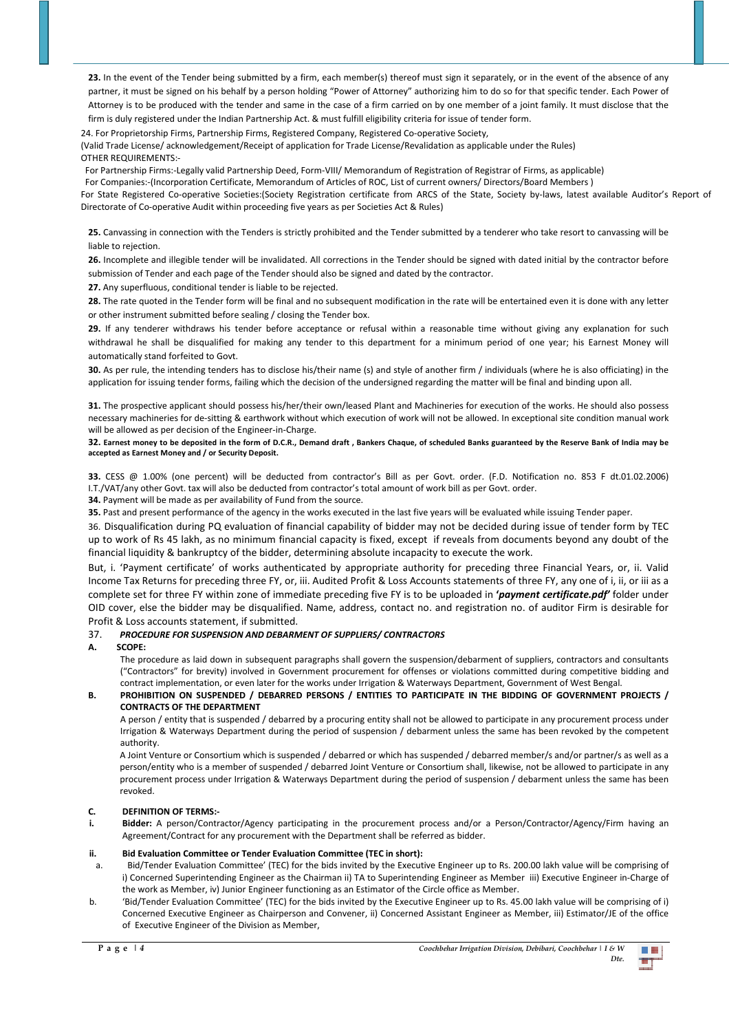**23.** In the event of the Tender being submitted by a firm, each member(s) thereof must sign it separately, or in the event of the absence of any partner, it must be signed on his behalf by a person holding "Power of Attorney" authorizing him to do so for that specific tender. Each Power of Attorney is to be produced with the tender and same in the case of a firm carried on by one member of a joint family. It must disclose that the firm is duly registered under the Indian Partnership Act. & must fulfill eligibility criteria for issue of tender form.

24. For Proprietorship Firms, Partnership Firms, Registered Company, Registered Co-operative Society,
(Valid Trade License/ acknowledgement/Receipt of application for Trade License/Revalidation as applicable under the Rules)
OTHER REQUIREMENTS:-
For Partnership Firms:-Legally valid Partnership Deed, Form-VIII/ Memorandum of Registration of Registrar of Firms, as applicable)
For Companies:-(Incorporation Certificate, Memorandum of Articles of ROC, List of current owners/ Directors/Board Members )
For State Registered Co-operative Societies:(Society Registration certificate from ARCS of the State, Society by-laws, latest available Auditor's Report of Directorate of Co-operative Audit within proceeding five years as per Societies Act & Rules)

**25.** Canvassing in connection with the Tenders is strictly prohibited and the Tender submitted by a tenderer who take resort to canvassing will be liable to rejection.

**26.** Incomplete and illegible tender will be invalidated. All corrections in the Tender should be signed with dated initial by the contractor before submission of Tender and each page of the Tender should also be signed and dated by the contractor.

**27.** Any superfluous, conditional tender is liable to be rejected.

**28.** The rate quoted in the Tender form will be final and no subsequent modification in the rate will be entertained even it is done with any letter or other instrument submitted before sealing / closing the Tender box.

**29.** If any tenderer withdraws his tender before acceptance or refusal within a reasonable time without giving any explanation for such withdrawal he shall be disqualified for making any tender to this department for a minimum period of one year; his Earnest Money will automatically stand forfeited to Govt.

**30.** As per rule, the intending tenders has to disclose his/their name (s) and style of another firm / individuals (where he is also officiating) in the application for issuing tender forms, failing which the decision of the undersigned regarding the matter will be final and binding upon all.

**31.** The prospective applicant should possess his/her/their own/leased Plant and Machineries for execution of the works. He should also possess necessary machineries for de-sitting & earthwork without which execution of work will not be allowed. In exceptional site condition manual work will be allowed as per decision of the Engineer-in-Charge.

**32. Earnest money to be deposited in the form of D.C.R., Demand draft , Bankers Chaque, of scheduled Banks guaranteed by the Reserve Bank of India may be accepted as Earnest Money and / or Security Deposit.**

**33.** CESS @ 1.00% (one percent) will be deducted from contractor's Bill as per Govt. order. (F.D. Notification no. 853 F dt.01.02.2006) I.T./VAT/any other Govt. tax will also be deducted from contractor's total amount of work bill as per Govt. order.

**34.** Payment will be made as per availability of Fund from the source.

**35.** Past and present performance of the agency in the works executed in the last five years will be evaluated while issuing Tender paper.

36. Disqualification during PQ evaluation of financial capability of bidder may not be decided during issue of tender form by TEC up to work of Rs 45 lakh, as no minimum financial capacity is fixed, except if reveals from documents beyond any doubt of the financial liquidity & bankruptcy of the bidder, determining absolute incapacity to execute the work.

But, i. 'Payment certificate' of works authenticated by appropriate authority for preceding three Financial Years, or, ii. Valid Income Tax Returns for preceding three FY, or, iii. Audited Profit & Loss Accounts statements of three FY, any one of i, ii, or iii as a complete set for three FY within zone of immediate preceding five FY is to be uploaded in ***'payment certificate.pdf'*** folder under OID cover, else the bidder may be disqualified. Name, address, contact no. and registration no. of auditor Firm is desirable for Profit & Loss accounts statement, if submitted.

37. ***PROCEDURE FOR SUSPENSION AND DEBARMENT OF SUPPLIERS/ CONTRACTORS***

**A. SCOPE:**

The procedure as laid down in subsequent paragraphs shall govern the suspension/debarment of suppliers, contractors and consultants ("Contractors" for brevity) involved in Government procurement for offenses or violations committed during competitive bidding and contract implementation, or even later for the works under Irrigation & Waterways Department, Government of West Bengal.

**B. PROHIBITION ON SUSPENDED / DEBARRED PERSONS / ENTITIES TO PARTICIPATE IN THE BIDDING OF GOVERNMENT PROJECTS / CONTRACTS OF THE DEPARTMENT**

A person / entity that is suspended / debarred by a procuring entity shall not be allowed to participate in any procurement process under Irrigation & Waterways Department during the period of suspension / debarment unless the same has been revoked by the competent authority.

A Joint Venture or Consortium which is suspended / debarred or which has suspended / debarred member/s and/or partner/s as well as a person/entity who is a member of suspended / debarred Joint Venture or Consortium shall, likewise, not be allowed to participate in any procurement process under Irrigation & Waterways Department during the period of suspension / debarment unless the same has been revoked.

**C. DEFINITION OF TERMS:-**

**i. Bidder:** A person/Contractor/Agency participating in the procurement process and/or a Person/Contractor/Agency/Firm having an Agreement/Contract for any procurement with the Department shall be referred as bidder.

**ii. Bid Evaluation Committee or Tender Evaluation Committee (TEC in short):**

a. Bid/Tender Evaluation Committee' (TEC) for the bids invited by the Executive Engineer up to Rs. 200.00 lakh value will be comprising of i) Concerned Superintending Engineer as the Chairman ii) TA to Superintending Engineer as Member iii) Executive Engineer in-Charge of the work as Member, iv) Junior Engineer functioning as an Estimator of the Circle office as Member.

b. 'Bid/Tender Evaluation Committee' (TEC) for the bids invited by the Executive Engineer up to Rs. 45.00 lakh value will be comprising of i) Concerned Executive Engineer as Chairperson and Convener, ii) Concerned Assistant Engineer as Member, iii) Estimator/JE of the office of Executive Engineer of the Division as Member,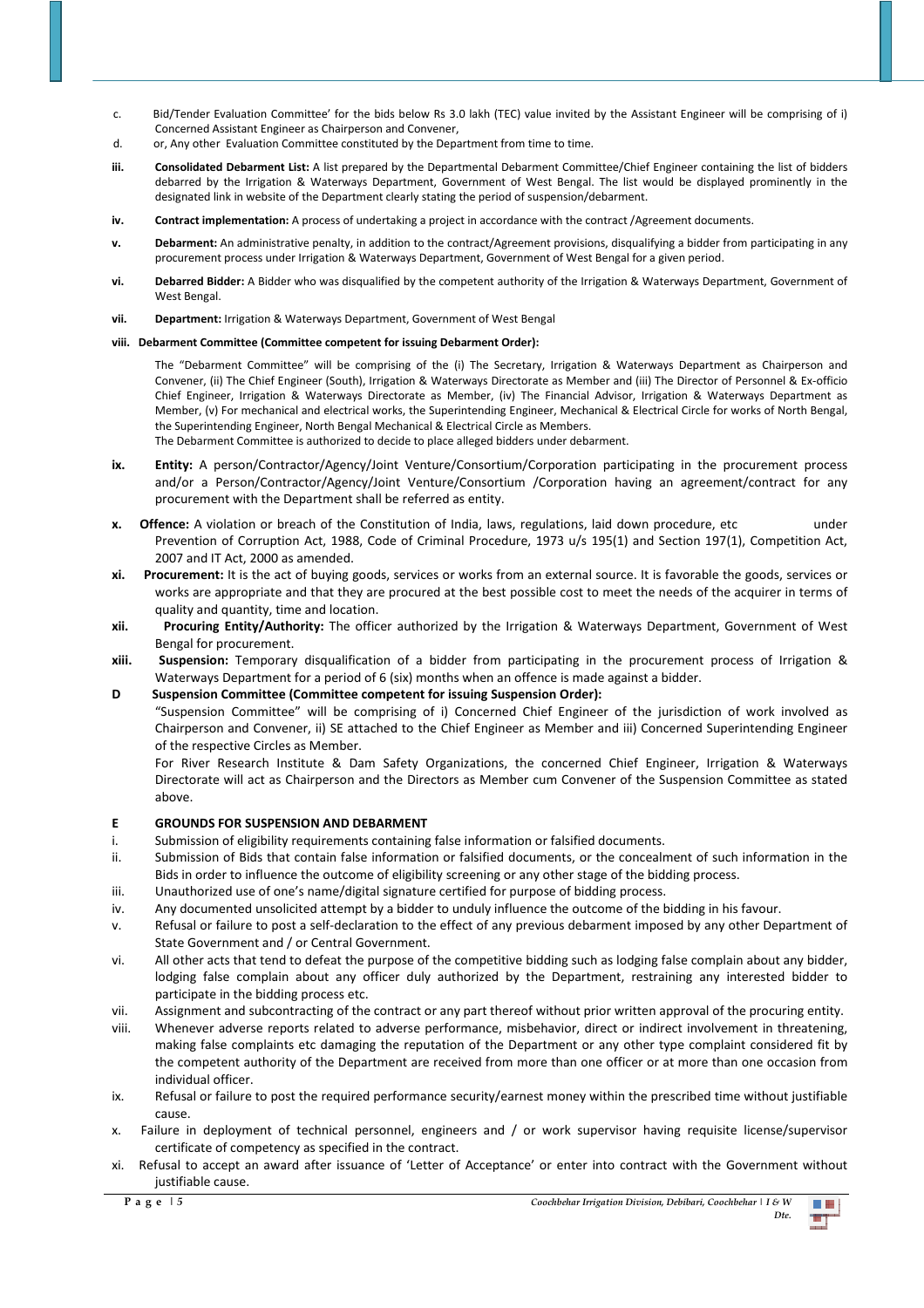c. Bid/Tender Evaluation Committee' for the bids below Rs 3.0 lakh (TEC) value invited by the Assistant Engineer will be comprising of i) Concerned Assistant Engineer as Chairperson and Convener,

d. or, Any other Evaluation Committee constituted by the Department from time to time.

**iii. Consolidated Debarment List:** A list prepared by the Departmental Debarment Committee/Chief Engineer containing the list of bidders debarred by the Irrigation & Waterways Department, Government of West Bengal. The list would be displayed prominently in the designated link in website of the Department clearly stating the period of suspension/debarment.

**iv. Contract implementation:** A process of undertaking a project in accordance with the contract /Agreement documents.

**v. Debarment:** An administrative penalty, in addition to the contract/Agreement provisions, disqualifying a bidder from participating in any procurement process under Irrigation & Waterways Department, Government of West Bengal for a given period.

**vi. Debarred Bidder:** A Bidder who was disqualified by the competent authority of the Irrigation & Waterways Department, Government of West Bengal.

**vii. Department:** Irrigation & Waterways Department, Government of West Bengal

**viii. Debarment Committee (Committee competent for issuing Debarment Order):**

The "Debarment Committee" will be comprising of the (i) The Secretary, Irrigation & Waterways Department as Chairperson and Convener, (ii) The Chief Engineer (South), Irrigation & Waterways Directorate as Member and (iii) The Director of Personnel & Ex-officio Chief Engineer, Irrigation & Waterways Directorate as Member, (iv) The Financial Advisor, Irrigation & Waterways Department as Member, (v) For mechanical and electrical works, the Superintending Engineer, Mechanical & Electrical Circle for works of North Bengal, the Superintending Engineer, North Bengal Mechanical & Electrical Circle as Members.
The Debarment Committee is authorized to decide to place alleged bidders under debarment.

**ix. Entity:** A person/Contractor/Agency/Joint Venture/Consortium/Corporation participating in the procurement process and/or a Person/Contractor/Agency/Joint Venture/Consortium /Corporation having an agreement/contract for any procurement with the Department shall be referred as entity.

**x. Offence:** A violation or breach of the Constitution of India, laws, regulations, laid down procedure, etc under Prevention of Corruption Act, 1988, Code of Criminal Procedure, 1973 u/s 195(1) and Section 197(1), Competition Act, 2007 and IT Act, 2000 as amended.

**xi. Procurement:** It is the act of buying goods, services or works from an external source. It is favorable the goods, services or works are appropriate and that they are procured at the best possible cost to meet the needs of the acquirer in terms of quality and quantity, time and location.

**xii. Procuring Entity/Authority:** The officer authorized by the Irrigation & Waterways Department, Government of West Bengal for procurement.

**xiii. Suspension:** Temporary disqualification of a bidder from participating in the procurement process of Irrigation & Waterways Department for a period of 6 (six) months when an offence is made against a bidder.

**D Suspension Committee (Committee competent for issuing Suspension Order):**

"Suspension Committee" will be comprising of i) Concerned Chief Engineer of the jurisdiction of work involved as Chairperson and Convener, ii) SE attached to the Chief Engineer as Member and iii) Concerned Superintending Engineer of the respective Circles as Member.

For River Research Institute & Dam Safety Organizations, the concerned Chief Engineer, Irrigation & Waterways Directorate will act as Chairperson and the Directors as Member cum Convener of the Suspension Committee as stated above.

**E GROUNDS FOR SUSPENSION AND DEBARMENT**

i. Submission of eligibility requirements containing false information or falsified documents.

ii. Submission of Bids that contain false information or falsified documents, or the concealment of such information in the Bids in order to influence the outcome of eligibility screening or any other stage of the bidding process.

iii. Unauthorized use of one's name/digital signature certified for purpose of bidding process.

iv. Any documented unsolicited attempt by a bidder to unduly influence the outcome of the bidding in his favour.

v. Refusal or failure to post a self-declaration to the effect of any previous debarment imposed by any other Department of State Government and / or Central Government.

vi. All other acts that tend to defeat the purpose of the competitive bidding such as lodging false complain about any bidder, lodging false complain about any officer duly authorized by the Department, restraining any interested bidder to participate in the bidding process etc.

vii. Assignment and subcontracting of the contract or any part thereof without prior written approval of the procuring entity.

viii. Whenever adverse reports related to adverse performance, misbehavior, direct or indirect involvement in threatening, making false complaints etc damaging the reputation of the Department or any other type complaint considered fit by the competent authority of the Department are received from more than one officer or at more than one occasion from individual officer.

ix. Refusal or failure to post the required performance security/earnest money within the prescribed time without justifiable cause.

x. Failure in deployment of technical personnel, engineers and / or work supervisor having requisite license/supervisor certificate of competency as specified in the contract.

xi. Refusal to accept an award after issuance of 'Letter of Acceptance' or enter into contract with the Government without justifiable cause.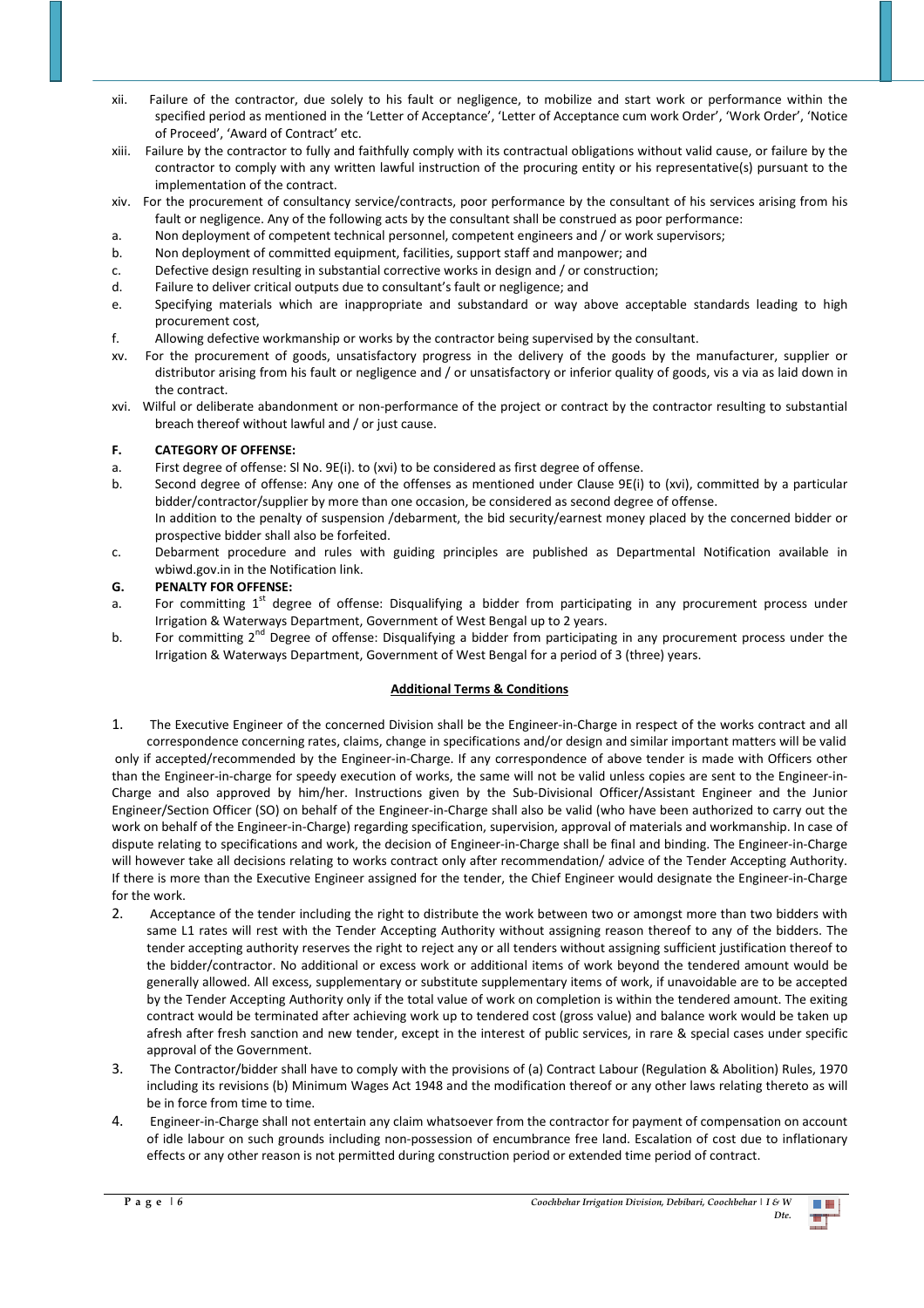xii. Failure of the contractor, due solely to his fault or negligence, to mobilize and start work or performance within the specified period as mentioned in the 'Letter of Acceptance', 'Letter of Acceptance cum work Order', 'Work Order', 'Notice of Proceed', 'Award of Contract' etc.

xiii. Failure by the contractor to fully and faithfully comply with its contractual obligations without valid cause, or failure by the contractor to comply with any written lawful instruction of the procuring entity or his representative(s) pursuant to the implementation of the contract.

xiv. For the procurement of consultancy service/contracts, poor performance by the consultant of his services arising from his fault or negligence. Any of the following acts by the consultant shall be construed as poor performance:

a. Non deployment of competent technical personnel, competent engineers and / or work supervisors;
b. Non deployment of committed equipment, facilities, support staff and manpower; and
c. Defective design resulting in substantial corrective works in design and / or construction;
d. Failure to deliver critical outputs due to consultant's fault or negligence; and
e. Specifying materials which are inappropriate and substandard or way above acceptable standards leading to high procurement cost,
f. Allowing defective workmanship or works by the contractor being supervised by the consultant.

xv. For the procurement of goods, unsatisfactory progress in the delivery of the goods by the manufacturer, supplier or distributor arising from his fault or negligence and / or unsatisfactory or inferior quality of goods, vis a via as laid down in the contract.

xvi. Wilful or deliberate abandonment or non-performance of the project or contract by the contractor resulting to substantial breach thereof without lawful and / or just cause.

**F. CATEGORY OF OFFENSE:**

a. First degree of offense: Sl No. 9E(i). to (xvi) to be considered as first degree of offense.

b. Second degree of offense: Any one of the offenses as mentioned under Clause 9E(i) to (xvi), committed by a particular bidder/contractor/supplier by more than one occasion, be considered as second degree of offense.
In addition to the penalty of suspension /debarment, the bid security/earnest money placed by the concerned bidder or prospective bidder shall also be forfeited.

c. Debarment procedure and rules with guiding principles are published as Departmental Notification available in wbiwd.gov.in in the Notification link.

**G. PENALTY FOR OFFENSE:**

a. For committing 1st degree of offense: Disqualifying a bidder from participating in any procurement process under Irrigation & Waterways Department, Government of West Bengal up to 2 years.

b. For committing 2nd Degree of offense: Disqualifying a bidder from participating in any procurement process under the Irrigation & Waterways Department, Government of West Bengal for a period of 3 (three) years.

**Additional Terms & Conditions**

1. The Executive Engineer of the concerned Division shall be the Engineer-in-Charge in respect of the works contract and all correspondence concerning rates, claims, change in specifications and/or design and similar important matters will be valid only if accepted/recommended by the Engineer-in-Charge. If any correspondence of above tender is made with Officers other than the Engineer-in-charge for speedy execution of works, the same will not be valid unless copies are sent to the Engineer-in-Charge and also approved by him/her. Instructions given by the Sub-Divisional Officer/Assistant Engineer and the Junior Engineer/Section Officer (SO) on behalf of the Engineer-in-Charge shall also be valid (who have been authorized to carry out the work on behalf of the Engineer-in-Charge) regarding specification, supervision, approval of materials and workmanship. In case of dispute relating to specifications and work, the decision of Engineer-in-Charge shall be final and binding. The Engineer-in-Charge will however take all decisions relating to works contract only after recommendation/ advice of the Tender Accepting Authority. If there is more than the Executive Engineer assigned for the tender, the Chief Engineer would designate the Engineer-in-Charge for the work.

2. Acceptance of the tender including the right to distribute the work between two or amongst more than two bidders with same L1 rates will rest with the Tender Accepting Authority without assigning reason thereof to any of the bidders. The tender accepting authority reserves the right to reject any or all tenders without assigning sufficient justification thereof to the bidder/contractor. No additional or excess work or additional items of work beyond the tendered amount would be generally allowed. All excess, supplementary or substitute supplementary items of work, if unavoidable are to be accepted by the Tender Accepting Authority only if the total value of work on completion is within the tendered amount. The exiting contract would be terminated after achieving work up to tendered cost (gross value) and balance work would be taken up afresh after fresh sanction and new tender, except in the interest of public services, in rare & special cases under specific approval of the Government.

3. The Contractor/bidder shall have to comply with the provisions of (a) Contract Labour (Regulation & Abolition) Rules, 1970 including its revisions (b) Minimum Wages Act 1948 and the modification thereof or any other laws relating thereto as will be in force from time to time.

4. Engineer-in-Charge shall not entertain any claim whatsoever from the contractor for payment of compensation on account of idle labour on such grounds including non-possession of encumbrance free land. Escalation of cost due to inflationary effects or any other reason is not permitted during construction period or extended time period of contract.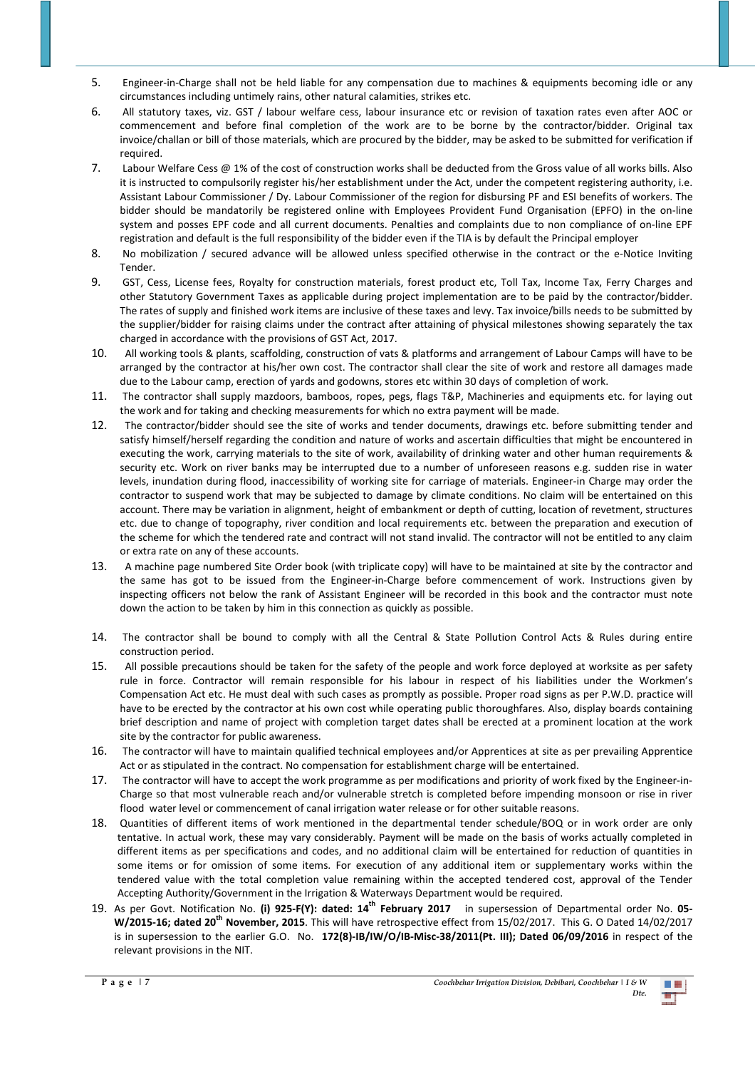5. Engineer-in-Charge shall not be held liable for any compensation due to machines & equipments becoming idle or any circumstances including untimely rains, other natural calamities, strikes etc.
6. All statutory taxes, viz. GST / labour welfare cess, labour insurance etc or revision of taxation rates even after AOC or commencement and before final completion of the work are to be borne by the contractor/bidder. Original tax invoice/challan or bill of those materials, which are procured by the bidder, may be asked to be submitted for verification if required.
7. Labour Welfare Cess @ 1% of the cost of construction works shall be deducted from the Gross value of all works bills. Also it is instructed to compulsorily register his/her establishment under the Act, under the competent registering authority, i.e. Assistant Labour Commissioner / Dy. Labour Commissioner of the region for disbursing PF and ESI benefits of workers. The bidder should be mandatorily be registered online with Employees Provident Fund Organisation (EPFO) in the on-line system and posses EPF code and all current documents. Penalties and complaints due to non compliance of on-line EPF registration and default is the full responsibility of the bidder even if the TIA is by default the Principal employer
8. No mobilization / secured advance will be allowed unless specified otherwise in the contract or the e-Notice Inviting Tender.
9. GST, Cess, License fees, Royalty for construction materials, forest product etc, Toll Tax, Income Tax, Ferry Charges and other Statutory Government Taxes as applicable during project implementation are to be paid by the contractor/bidder. The rates of supply and finished work items are inclusive of these taxes and levy. Tax invoice/bills needs to be submitted by the supplier/bidder for raising claims under the contract after attaining of physical milestones showing separately the tax charged in accordance with the provisions of GST Act, 2017.
10. All working tools & plants, scaffolding, construction of vats & platforms and arrangement of Labour Camps will have to be arranged by the contractor at his/her own cost. The contractor shall clear the site of work and restore all damages made due to the Labour camp, erection of yards and godowns, stores etc within 30 days of completion of work.
11. The contractor shall supply mazdoors, bamboos, ropes, pegs, flags T&P, Machineries and equipments etc. for laying out the work and for taking and checking measurements for which no extra payment will be made.
12. The contractor/bidder should see the site of works and tender documents, drawings etc. before submitting tender and satisfy himself/herself regarding the condition and nature of works and ascertain difficulties that might be encountered in executing the work, carrying materials to the site of work, availability of drinking water and other human requirements & security etc. Work on river banks may be interrupted due to a number of unforeseen reasons e.g. sudden rise in water levels, inundation during flood, inaccessibility of working site for carriage of materials. Engineer-in Charge may order the contractor to suspend work that may be subjected to damage by climate conditions. No claim will be entertained on this account. There may be variation in alignment, height of embankment or depth of cutting, location of revetment, structures etc. due to change of topography, river condition and local requirements etc. between the preparation and execution of the scheme for which the tendered rate and contract will not stand invalid. The contractor will not be entitled to any claim or extra rate on any of these accounts.
13. A machine page numbered Site Order book (with triplicate copy) will have to be maintained at site by the contractor and the same has got to be issued from the Engineer-in-Charge before commencement of work. Instructions given by inspecting officers not below the rank of Assistant Engineer will be recorded in this book and the contractor must note down the action to be taken by him in this connection as quickly as possible.
14. The contractor shall be bound to comply with all the Central & State Pollution Control Acts & Rules during entire construction period.
15. All possible precautions should be taken for the safety of the people and work force deployed at worksite as per safety rule in force. Contractor will remain responsible for his labour in respect of his liabilities under the Workmen's Compensation Act etc. He must deal with such cases as promptly as possible. Proper road signs as per P.W.D. practice will have to be erected by the contractor at his own cost while operating public thoroughfares. Also, display boards containing brief description and name of project with completion target dates shall be erected at a prominent location at the work site by the contractor for public awareness.
16. The contractor will have to maintain qualified technical employees and/or Apprentices at site as per prevailing Apprentice Act or as stipulated in the contract. No compensation for establishment charge will be entertained.
17. The contractor will have to accept the work programme as per modifications and priority of work fixed by the Engineer-in-Charge so that most vulnerable reach and/or vulnerable stretch is completed before impending monsoon or rise in river flood water level or commencement of canal irrigation water release or for other suitable reasons.
18. Quantities of different items of work mentioned in the departmental tender schedule/BOQ or in work order are only tentative. In actual work, these may vary considerably. Payment will be made on the basis of works actually completed in different items as per specifications and codes, and no additional claim will be entertained for reduction of quantities in some items or for omission of some items. For execution of any additional item or supplementary works within the tendered value with the total completion value remaining within the accepted tendered cost, approval of the Tender Accepting Authority/Government in the Irrigation & Waterways Department would be required.
19. As per Govt. Notification No. **(i) 925-F(Y): dated: 14th February 2017** in supersession of Departmental order No. **05-W/2015-16; dated 20th November, 2015**. This will have retrospective effect from 15/02/2017. This G. O Dated 14/02/2017 is in supersession to the earlier G.O. No. **172(8)-IB/IW/O/IB-Misc-38/2011(Pt. III); Dated 06/09/2016** in respect of the relevant provisions in the NIT.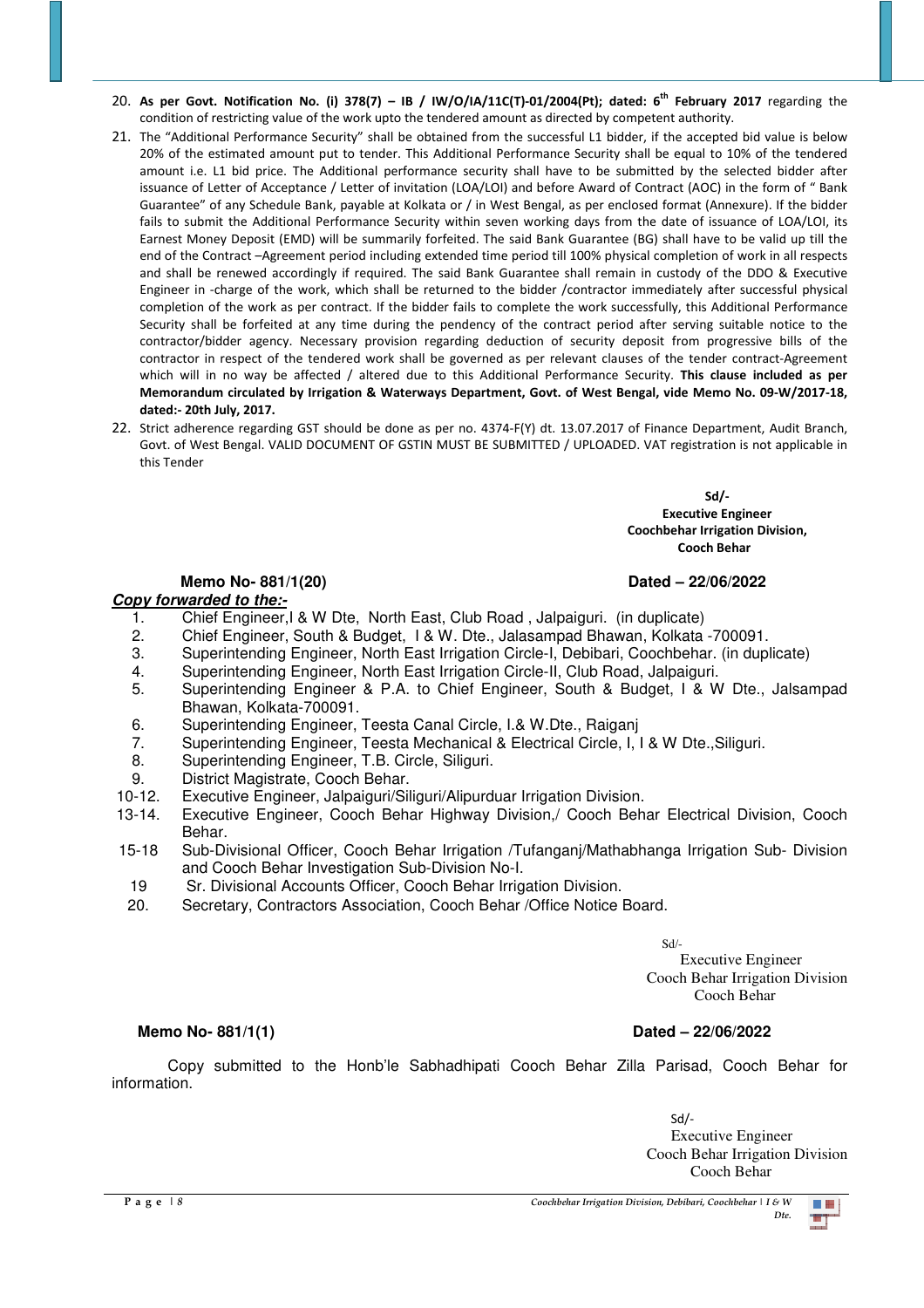20. **As per Govt. Notification No. (i) 378(7) – IB / IW/O/IA/11C(T)-01/2004(Pt); dated: 6th February 2017** regarding the condition of restricting value of the work upto the tendered amount as directed by competent authority.

21. The "Additional Performance Security" shall be obtained from the successful L1 bidder, if the accepted bid value is below 20% of the estimated amount put to tender. This Additional Performance Security shall be equal to 10% of the tendered amount i.e. L1 bid price. The Additional performance security shall have to be submitted by the selected bidder after issuance of Letter of Acceptance / Letter of invitation (LOA/LOI) and before Award of Contract (AOC) in the form of " Bank Guarantee" of any Schedule Bank, payable at Kolkata or / in West Bengal, as per enclosed format (Annexure). If the bidder fails to submit the Additional Performance Security within seven working days from the date of issuance of LOA/LOI, its Earnest Money Deposit (EMD) will be summarily forfeited. The said Bank Guarantee (BG) shall have to be valid up till the end of the Contract –Agreement period including extended time period till 100% physical completion of work in all respects and shall be renewed accordingly if required. The said Bank Guarantee shall remain in custody of the DDO & Executive Engineer in -charge of the work, which shall be returned to the bidder /contractor immediately after successful physical completion of the work as per contract. If the bidder fails to complete the work successfully, this Additional Performance Security shall be forfeited at any time during the pendency of the contract period after serving suitable notice to the contractor/bidder agency. Necessary provision regarding deduction of security deposit from progressive bills of the contractor in respect of the tendered work shall be governed as per relevant clauses of the tender contract-Agreement which will in no way be affected / altered due to this Additional Performance Security. **This clause included as per Memorandum circulated by Irrigation & Waterways Department, Govt. of West Bengal, vide Memo No. 09-W/2017-18, dated:- 20th July, 2017.**

22. Strict adherence regarding GST should be done as per no. 4374-F(Y) dt. 13.07.2017 of Finance Department, Audit Branch, Govt. of West Bengal. VALID DOCUMENT OF GSTIN MUST BE SUBMITTED / UPLOADED. VAT registration is not applicable in this Tender

**Sd/-**
**Executive Engineer**
**Coochbehar Irrigation Division,**
**Cooch Behar**

**Memo No- 881/1(20)** **Dated – 22/06/2022**

***Copy forwarded to the:-***

1. Chief Engineer,I & W Dte, North East, Club Road , Jalpaiguri. (in duplicate)
2. Chief Engineer, South & Budget, I & W. Dte., Jalasampad Bhawan, Kolkata -700091.
3. Superintending Engineer, North East Irrigation Circle-I, Debibari, Coochbehar. (in duplicate)
4. Superintending Engineer, North East Irrigation Circle-II, Club Road, Jalpaiguri.
5. Superintending Engineer & P.A. to Chief Engineer, South & Budget, I & W Dte., Jalsampad Bhawan, Kolkata-700091.
6. Superintending Engineer, Teesta Canal Circle, I.& W.Dte., Raiganj
7. Superintending Engineer, Teesta Mechanical & Electrical Circle, I, I & W Dte.,Siliguri.
8. Superintending Engineer, T.B. Circle, Siliguri.
9. District Magistrate, Cooch Behar.

10-12. Executive Engineer, Jalpaiguri/Siliguri/Alipurduar Irrigation Division.

13-14. Executive Engineer, Cooch Behar Highway Division,/ Cooch Behar Electrical Division, Cooch Behar.

15-18 Sub-Divisional Officer, Cooch Behar Irrigation /Tufanganj/Mathabhanga Irrigation Sub- Division and Cooch Behar Investigation Sub-Division No-I.

19 Sr. Divisional Accounts Officer, Cooch Behar Irrigation Division.

20. Secretary, Contractors Association, Cooch Behar /Office Notice Board.

Sd/-
Executive Engineer
Cooch Behar Irrigation Division
Cooch Behar

**Memo No- 881/1(1)** **Dated – 22/06/2022**

Copy submitted to the Honb'le Sabhadhipati Cooch Behar Zilla Parisad, Cooch Behar for information.

Sd/-
Executive Engineer
Cooch Behar Irrigation Division
Cooch Behar